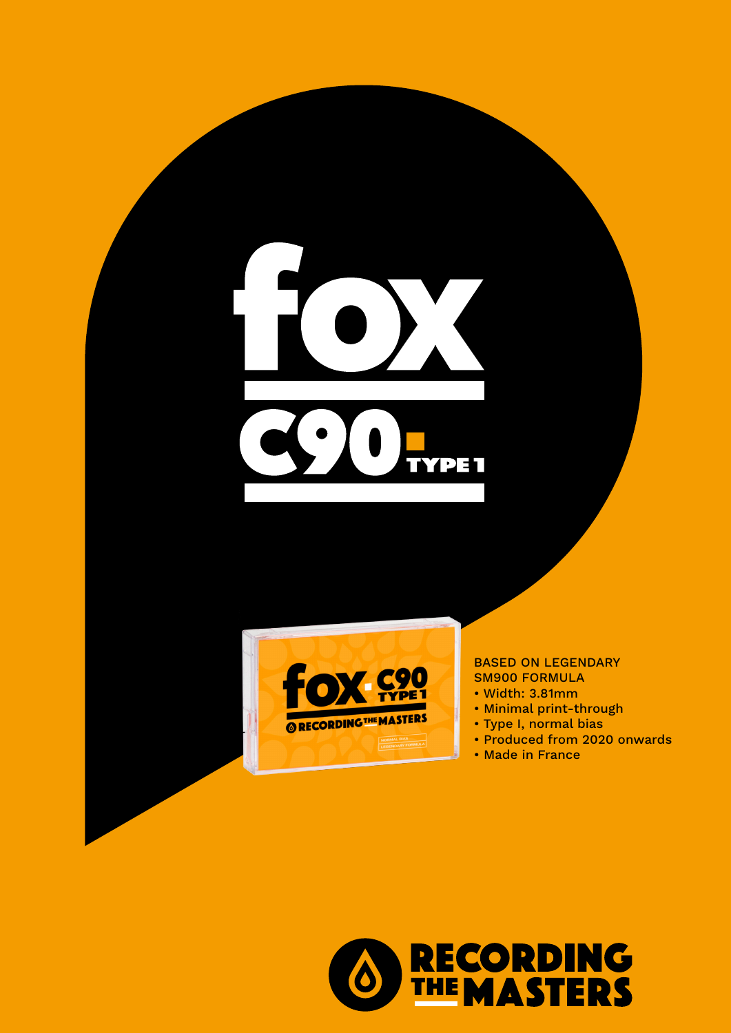# fox

## C90 TYPE 1

BASED ON LEGENDARY SM900 FORMULA

- Width: 3.81mm
- Minimal print-through
- Type I, normal bias
- Produced from 2020 onwards
- Made in France

RECORDING THE MASTERS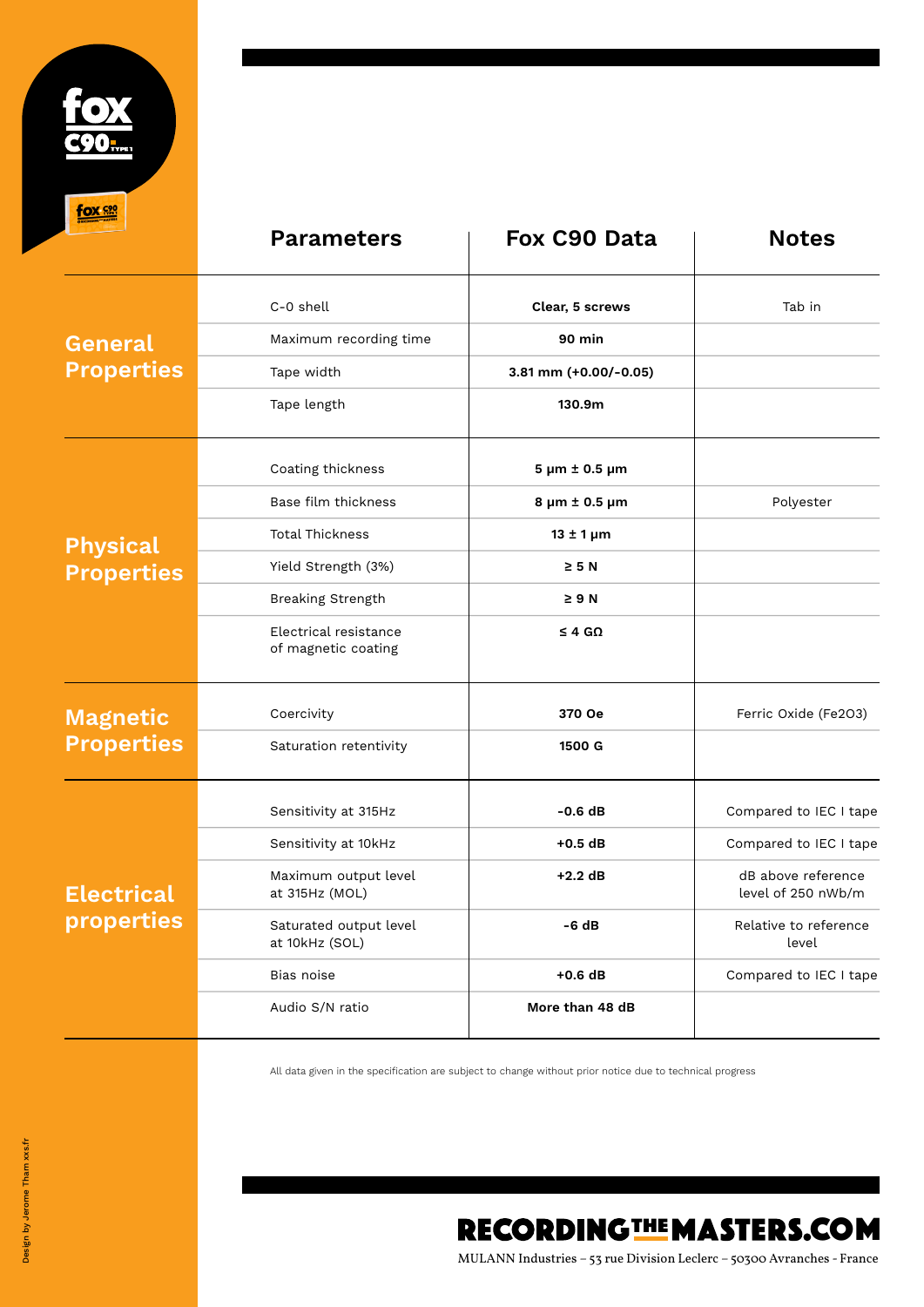# fox C90 TYPE I

| | Parameters | Fox C90 Data | Notes |
|---|---|---|---|
| **General Properties** | C-0 shell | **Clear, 5 screws** | Tab in |
| | Maximum recording time | **90 min** | |
| | Tape width | **3.81 mm (+0.00/-0.05)** | |
| | Tape length | **130.9m** | |
| **Physical Properties** | Coating thickness | **5 µm ± 0.5 µm** | |
| | Base film thickness | **8 µm ± 0.5 µm** | Polyester |
| | Total Thickness | **13 ± 1 µm** | |
| | Yield Strength (3%) | **≥ 5 N** | |
| | Breaking Strength | **≥ 9 N** | |
| | Electrical resistance of magnetic coating | **≤ 4 GΩ** | |
| **Magnetic Properties** | Coercivity | **370 Oe** | Ferric Oxide ($Fe_2O_3$) |
| | Saturation retentivity | **1500 G** | |
| **Electrical properties** | Sensitivity at 315Hz | **-0.6 dB** | Compared to IEC I tape |
| | Sensitivity at 10kHz | **+0.5 dB** | Compared to IEC I tape |
| | Maximum output level at 315Hz (MOL) | **+2.2 dB** | dB above reference level of 250 nWb/m |
| | Saturated output level at 10kHz (SOL) | **-6 dB** | Relative to reference level |
| | Bias noise | **+0.6 dB** | Compared to IEC I tape |
| | Audio S/N ratio | **More than 48 dB** | |

All data given in the specification are subject to change without prior notice due to technical progress

RECORDING THE MASTERS.COM

MULANN Industries – 53 rue Division Leclerc – 50300 Avranches - France

Design by Jerome Tham xxs.fr